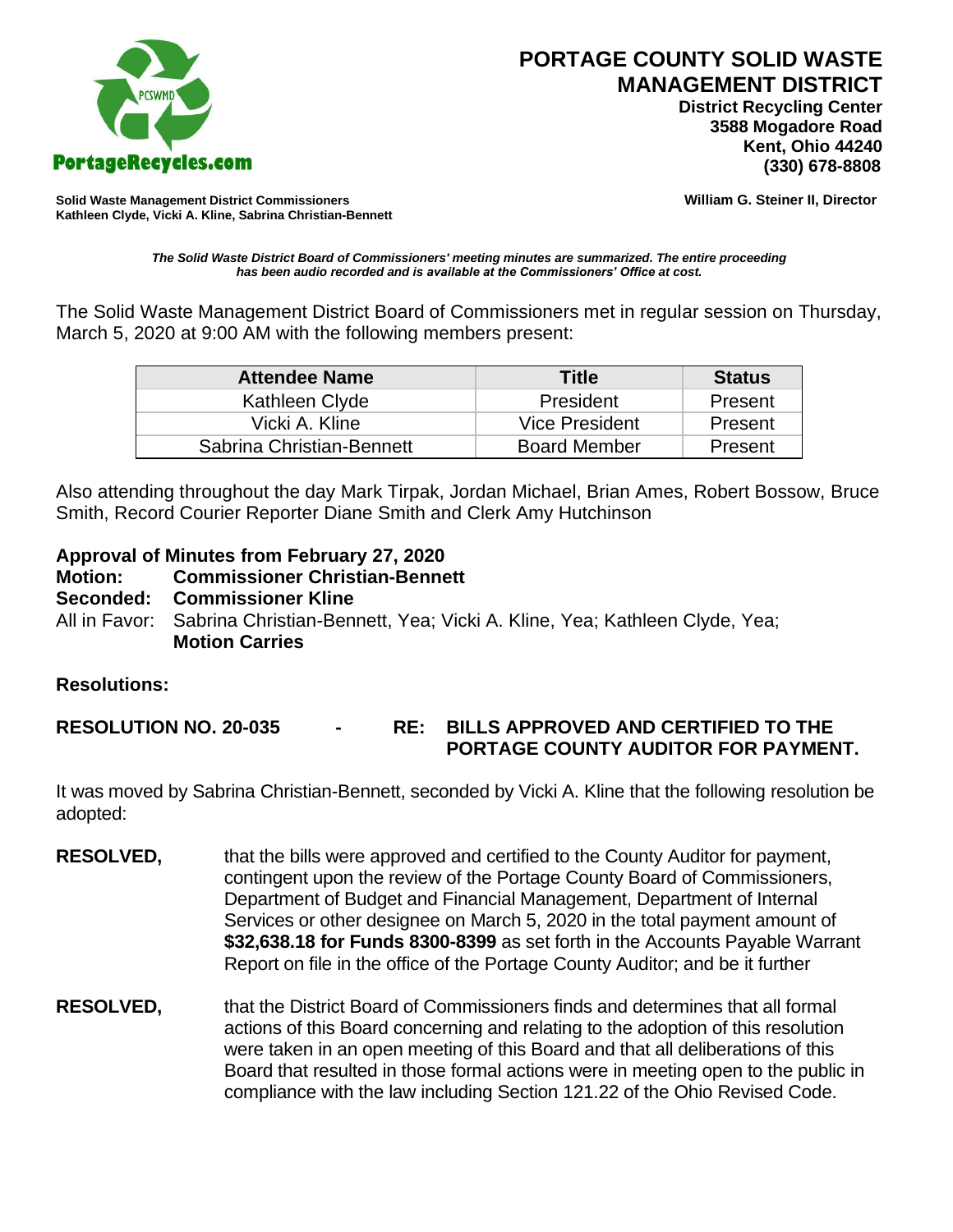# PORTAGE COUNTY SOLID WASTE MANAGEMENT DISTRICT

**District Recycling Center**
**3588 Mogadore Road**
**Kent, Ohio 44240**
**(330) 678-8808**

**Solid Waste Management District Commissioners**
**Kathleen Clyde, Vicki A. Kline, Sabrina Christian-Bennett**

**William G. Steiner II, Director**

***The Solid Waste District Board of Commissioners' meeting minutes are summarized. The entire proceeding has been audio recorded and is available at the Commissioners' Office at cost.***

The Solid Waste Management District Board of Commissioners met in regular session on Thursday, March 5, 2020 at 9:00 AM with the following members present:

| Attendee Name | Title | Status |
|---|---|---|
| Kathleen Clyde | President | Present |
| Vicki A. Kline | Vice President | Present |
| Sabrina Christian-Bennett | Board Member | Present |

Also attending throughout the day Mark Tirpak, Jordan Michael, Brian Ames, Robert Bossow, Bruce Smith, Record Courier Reporter Diane Smith and Clerk Amy Hutchinson

**Approval of Minutes from February 27, 2020**
**Motion: Commissioner Christian-Bennett**
**Seconded: Commissioner Kline**
All in Favor: Sabrina Christian-Bennett, Yea; Vicki A. Kline, Yea; Kathleen Clyde, Yea; **Motion Carries**

**Resolutions:**

**RESOLUTION NO. 20-035 - RE: BILLS APPROVED AND CERTIFIED TO THE PORTAGE COUNTY AUDITOR FOR PAYMENT.**

It was moved by Sabrina Christian-Bennett, seconded by Vicki A. Kline that the following resolution be adopted:

**RESOLVED,** that the bills were approved and certified to the County Auditor for payment, contingent upon the review of the Portage County Board of Commissioners, Department of Budget and Financial Management, Department of Internal Services or other designee on March 5, 2020 in the total payment amount of **$32,638.18 for Funds 8300-8399** as set forth in the Accounts Payable Warrant Report on file in the office of the Portage County Auditor; and be it further

**RESOLVED,** that the District Board of Commissioners finds and determines that all formal actions of this Board concerning and relating to the adoption of this resolution were taken in an open meeting of this Board and that all deliberations of this Board that resulted in those formal actions were in meeting open to the public in compliance with the law including Section 121.22 of the Ohio Revised Code.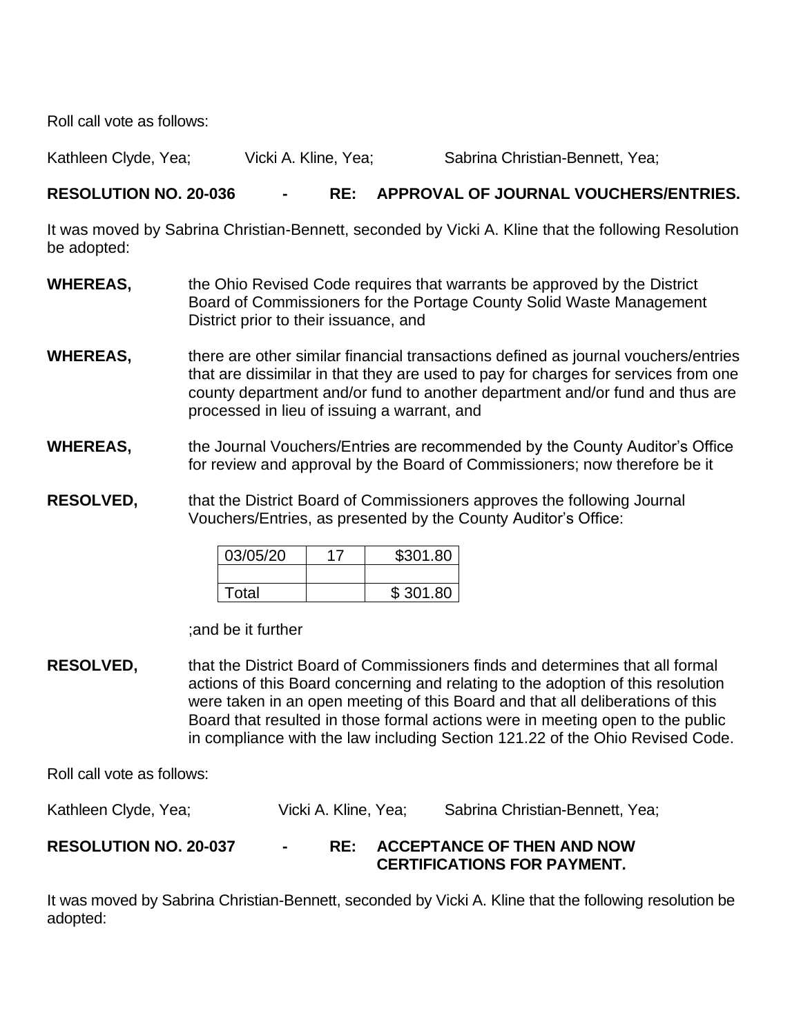Roll call vote as follows:

Kathleen Clyde, Yea; Vicki A. Kline, Yea; Sabrina Christian-Bennett, Yea;

**RESOLUTION NO. 20-036 - RE: APPROVAL OF JOURNAL VOUCHERS/ENTRIES.**

It was moved by Sabrina Christian-Bennett, seconded by Vicki A. Kline that the following Resolution be adopted:

**WHEREAS,** the Ohio Revised Code requires that warrants be approved by the District Board of Commissioners for the Portage County Solid Waste Management District prior to their issuance, and

**WHEREAS,** there are other similar financial transactions defined as journal vouchers/entries that are dissimilar in that they are used to pay for charges for services from one county department and/or fund to another department and/or fund and thus are processed in lieu of issuing a warrant, and

**WHEREAS,** the Journal Vouchers/Entries are recommended by the County Auditor's Office for review and approval by the Board of Commissioners; now therefore be it

**RESOLVED,** that the District Board of Commissioners approves the following Journal Vouchers/Entries, as presented by the County Auditor's Office:

| 03/05/20 | 17 | \$301.80 |
|---|---|---|
| | | |
| Total | | \$ 301.80 |

;and be it further

**RESOLVED,** that the District Board of Commissioners finds and determines that all formal actions of this Board concerning and relating to the adoption of this resolution were taken in an open meeting of this Board and that all deliberations of this Board that resulted in those formal actions were in meeting open to the public in compliance with the law including Section 121.22 of the Ohio Revised Code.

Roll call vote as follows:

Kathleen Clyde, Yea; Vicki A. Kline, Yea; Sabrina Christian-Bennett, Yea;

**RESOLUTION NO. 20-037 - RE: ACCEPTANCE OF THEN AND NOW CERTIFICATIONS FOR PAYMENT.**

It was moved by Sabrina Christian-Bennett, seconded by Vicki A. Kline that the following resolution be adopted: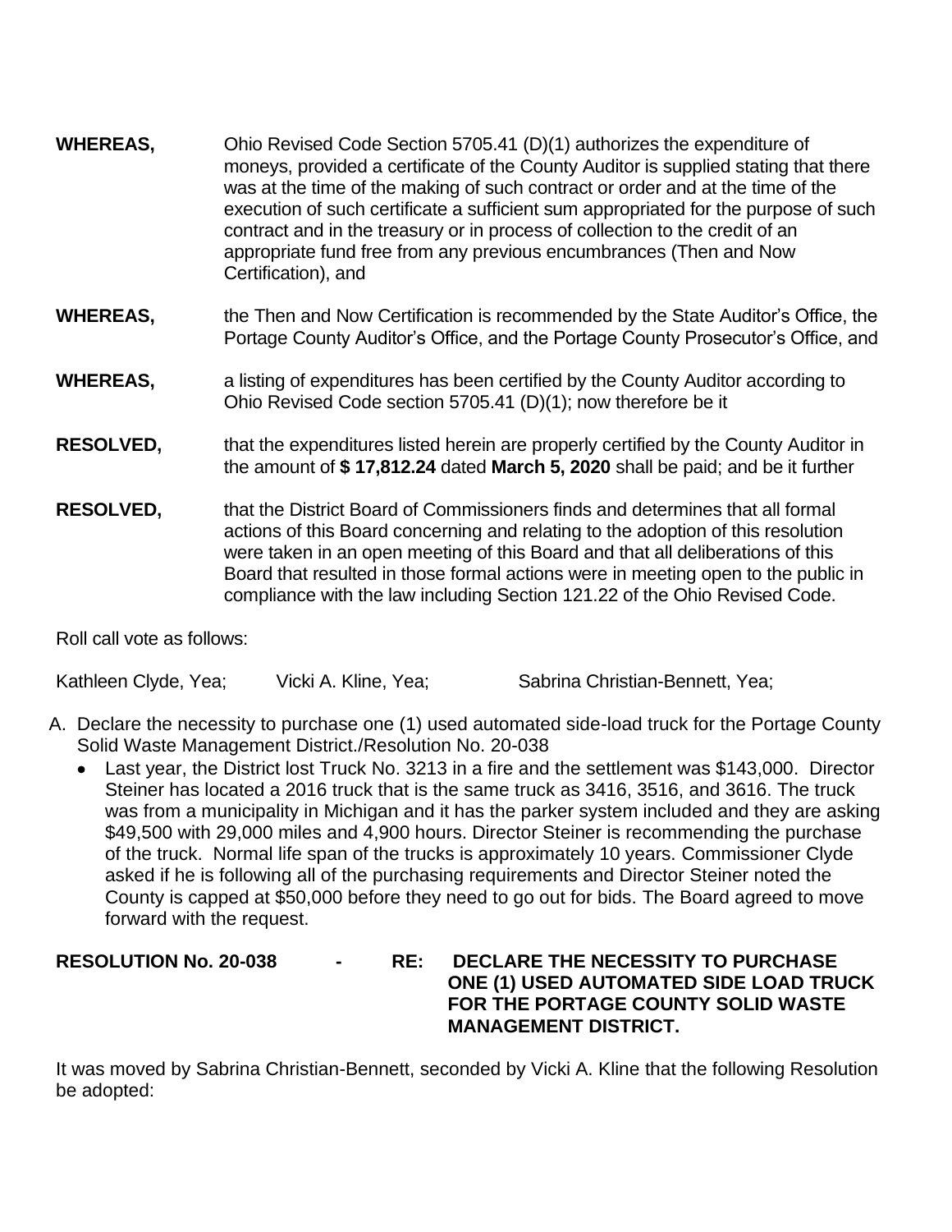**WHEREAS,** Ohio Revised Code Section 5705.41 (D)(1) authorizes the expenditure of moneys, provided a certificate of the County Auditor is supplied stating that there was at the time of the making of such contract or order and at the time of the execution of such certificate a sufficient sum appropriated for the purpose of such contract and in the treasury or in process of collection to the credit of an appropriate fund free from any previous encumbrances (Then and Now Certification), and

**WHEREAS,** the Then and Now Certification is recommended by the State Auditor's Office, the Portage County Auditor's Office, and the Portage County Prosecutor's Office, and

**WHEREAS,** a listing of expenditures has been certified by the County Auditor according to Ohio Revised Code section 5705.41 (D)(1); now therefore be it

**RESOLVED,** that the expenditures listed herein are properly certified by the County Auditor in the amount of **$ 17,812.24** dated **March 5, 2020** shall be paid; and be it further

**RESOLVED,** that the District Board of Commissioners finds and determines that all formal actions of this Board concerning and relating to the adoption of this resolution were taken in an open meeting of this Board and that all deliberations of this Board that resulted in those formal actions were in meeting open to the public in compliance with the law including Section 121.22 of the Ohio Revised Code.

Roll call vote as follows:

Kathleen Clyde, Yea; Vicki A. Kline, Yea; Sabrina Christian-Bennett, Yea;

A. Declare the necessity to purchase one (1) used automated side-load truck for the Portage County Solid Waste Management District./Resolution No. 20-038
   - Last year, the District lost Truck No. 3213 in a fire and the settlement was $143,000. Director Steiner has located a 2016 truck that is the same truck as 3416, 3516, and 3616. The truck was from a municipality in Michigan and it has the parker system included and they are asking $49,500 with 29,000 miles and 4,900 hours. Director Steiner is recommending the purchase of the truck. Normal life span of the trucks is approximately 10 years. Commissioner Clyde asked if he is following all of the purchasing requirements and Director Steiner noted the County is capped at $50,000 before they need to go out for bids. The Board agreed to move forward with the request.

**RESOLUTION No. 20-038 - RE: DECLARE THE NECESSITY TO PURCHASE ONE (1) USED AUTOMATED SIDE LOAD TRUCK FOR THE PORTAGE COUNTY SOLID WASTE MANAGEMENT DISTRICT.**

It was moved by Sabrina Christian-Bennett, seconded by Vicki A. Kline that the following Resolution be adopted: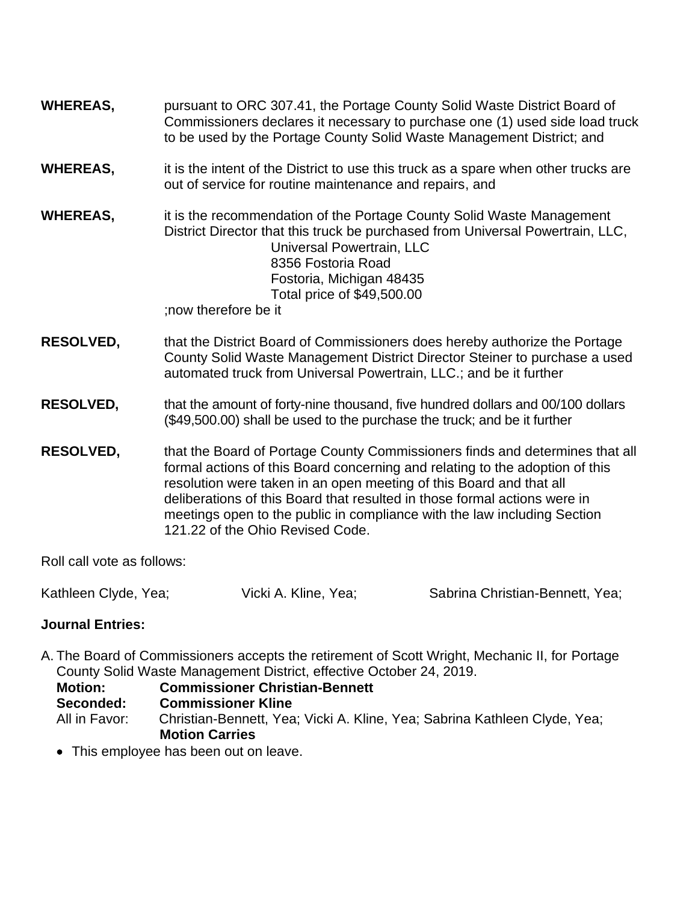**WHEREAS,** pursuant to ORC 307.41, the Portage County Solid Waste District Board of Commissioners declares it necessary to purchase one (1) used side load truck to be used by the Portage County Solid Waste Management District; and

**WHEREAS,** it is the intent of the District to use this truck as a spare when other trucks are out of service for routine maintenance and repairs, and

**WHEREAS,** it is the recommendation of the Portage County Solid Waste Management District Director that this truck be purchased from Universal Powertrain, LLC,

Universal Powertrain, LLC
8356 Fostoria Road
Fostoria, Michigan 48435
Total price of $49,500.00

;now therefore be it

**RESOLVED,** that the District Board of Commissioners does hereby authorize the Portage County Solid Waste Management District Director Steiner to purchase a used automated truck from Universal Powertrain, LLC.; and be it further

**RESOLVED,** that the amount of forty-nine thousand, five hundred dollars and 00/100 dollars ($49,500.00) shall be used to the purchase the truck; and be it further

**RESOLVED,** that the Board of Portage County Commissioners finds and determines that all formal actions of this Board concerning and relating to the adoption of this resolution were taken in an open meeting of this Board and that all deliberations of this Board that resulted in those formal actions were in meetings open to the public in compliance with the law including Section 121.22 of the Ohio Revised Code.

Roll call vote as follows:

Kathleen Clyde, Yea; Vicki A. Kline, Yea; Sabrina Christian-Bennett, Yea;

**Journal Entries:**

A. The Board of Commissioners accepts the retirement of Scott Wright, Mechanic II, for Portage County Solid Waste Management District, effective October 24, 2019.

**Motion:** **Commissioner Christian-Bennett**
**Seconded:** **Commissioner Kline**
All in Favor: Christian-Bennett, Yea; Vicki A. Kline, Yea; Sabrina Kathleen Clyde, Yea;
**Motion Carries**

- This employee has been out on leave.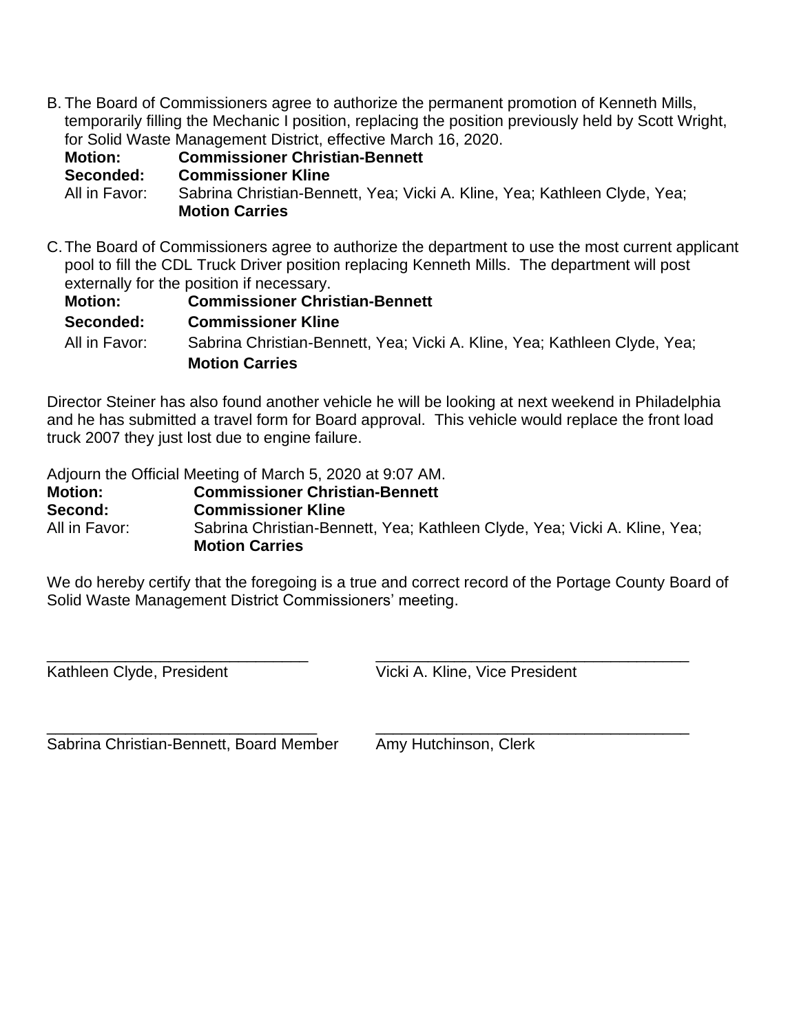B. The Board of Commissioners agree to authorize the permanent promotion of Kenneth Mills, temporarily filling the Mechanic I position, replacing the position previously held by Scott Wright, for Solid Waste Management District, effective March 16, 2020.

| | |
|---|---|
| **Motion:** | **Commissioner Christian-Bennett** |
| **Seconded:** | **Commissioner Kline** |
| All in Favor: | Sabrina Christian-Bennett, Yea; Vicki A. Kline, Yea; Kathleen Clyde, Yea; **Motion Carries** |

C. The Board of Commissioners agree to authorize the department to use the most current applicant pool to fill the CDL Truck Driver position replacing Kenneth Mills. The department will post externally for the position if necessary.

| | |
|---|---|
| **Motion:** | **Commissioner Christian-Bennett** |
| **Seconded:** | **Commissioner Kline** |
| All in Favor: | Sabrina Christian-Bennett, Yea; Vicki A. Kline, Yea; Kathleen Clyde, Yea; **Motion Carries** |

Director Steiner has also found another vehicle he will be looking at next weekend in Philadelphia and he has submitted a travel form for Board approval. This vehicle would replace the front load truck 2007 they just lost due to engine failure.

Adjourn the Official Meeting of March 5, 2020 at 9:07 AM.

| | |
|---|---|
| **Motion:** | **Commissioner Christian-Bennett** |
| **Second:** | **Commissioner Kline** |
| All in Favor: | Sabrina Christian-Bennett, Yea; Kathleen Clyde, Yea; Vicki A. Kline, Yea; **Motion Carries** |

We do hereby certify that the foregoing is a true and correct record of the Portage County Board of Solid Waste Management District Commissioners' meeting.

| | |
|---|---|
| ______________________________ | ______________________________ |
| Kathleen Clyde, President | Vicki A. Kline, Vice President |
| ______________________________ | ______________________________ |
| Sabrina Christian-Bennett, Board Member | Amy Hutchinson, Clerk |